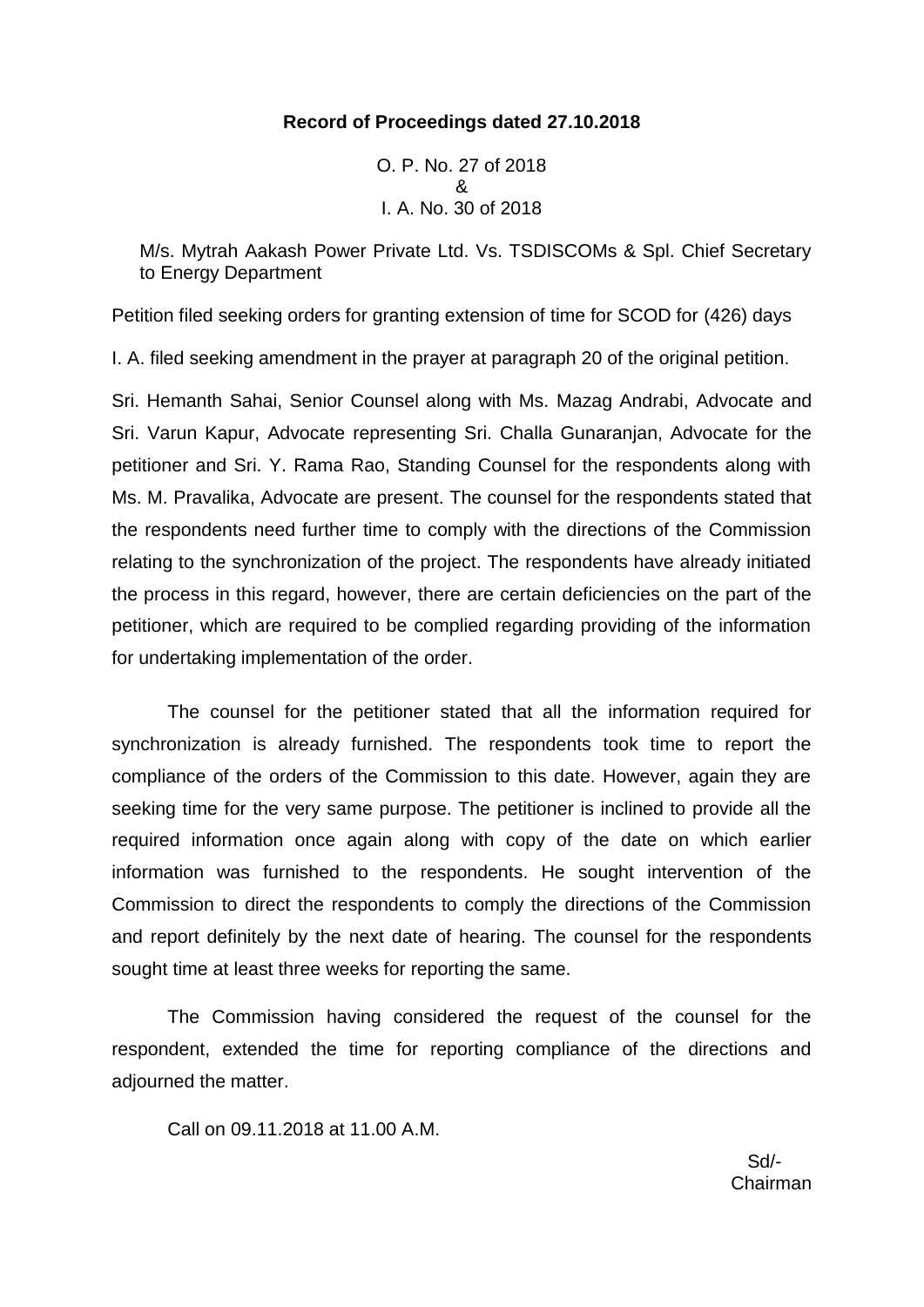**Record of Proceedings dated 27.10.2018**

O. P. No. 27 of 2018
&
I. A. No. 30 of 2018

M/s. Mytrah Aakash Power Private Ltd. Vs. TSDISCOMs & Spl. Chief Secretary to Energy Department

Petition filed seeking orders for granting extension of time for SCOD for (426) days

I. A. filed seeking amendment in the prayer at paragraph 20 of the original petition.

Sri. Hemanth Sahai, Senior Counsel along with Ms. Mazag Andrabi, Advocate and Sri. Varun Kapur, Advocate representing Sri. Challa Gunaranjan, Advocate for the petitioner and Sri. Y. Rama Rao, Standing Counsel for the respondents along with Ms. M. Pravalika, Advocate are present. The counsel for the respondents stated that the respondents need further time to comply with the directions of the Commission relating to the synchronization of the project. The respondents have already initiated the process in this regard, however, there are certain deficiencies on the part of the petitioner, which are required to be complied regarding providing of the information for undertaking implementation of the order.

The counsel for the petitioner stated that all the information required for synchronization is already furnished. The respondents took time to report the compliance of the orders of the Commission to this date. However, again they are seeking time for the very same purpose. The petitioner is inclined to provide all the required information once again along with copy of the date on which earlier information was furnished to the respondents. He sought intervention of the Commission to direct the respondents to comply the directions of the Commission and report definitely by the next date of hearing. The counsel for the respondents sought time at least three weeks for reporting the same.

The Commission having considered the request of the counsel for the respondent, extended the time for reporting compliance of the directions and adjourned the matter.

Call on 09.11.2018 at 11.00 A.M.

Sd/-
Chairman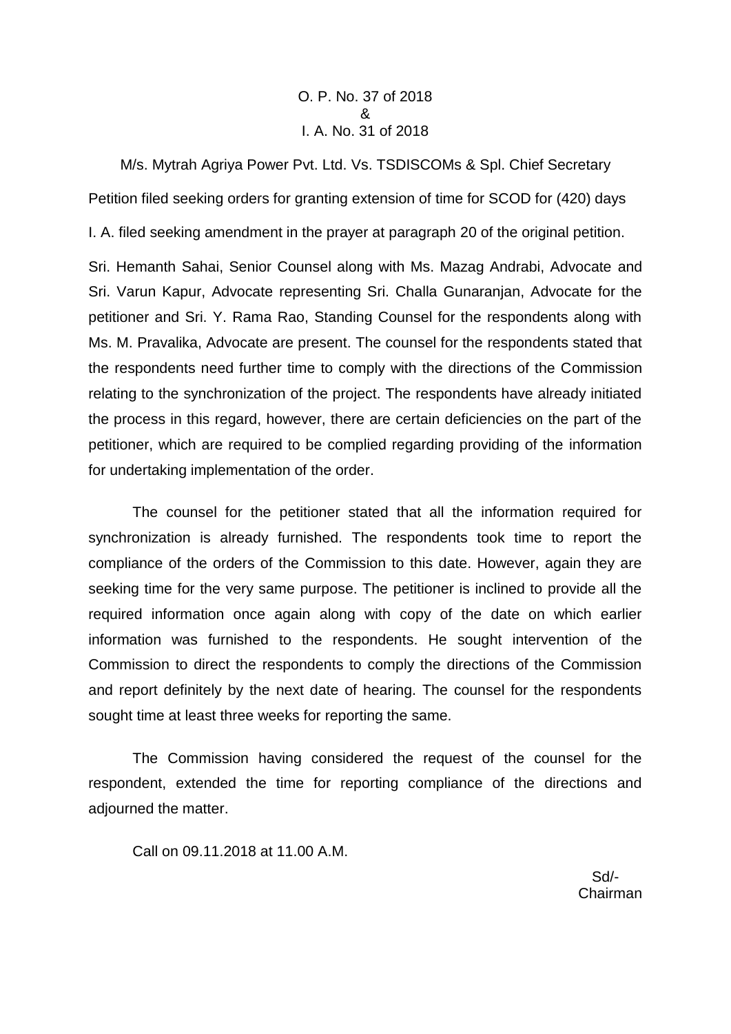O. P. No. 37 of 2018
&
I. A. No. 31 of 2018

M/s. Mytrah Agriya Power Pvt. Ltd. Vs. TSDISCOMs & Spl. Chief Secretary

Petition filed seeking orders for granting extension of time for SCOD for (420) days

I. A. filed seeking amendment in the prayer at paragraph 20 of the original petition.

Sri. Hemanth Sahai, Senior Counsel along with Ms. Mazag Andrabi, Advocate and Sri. Varun Kapur, Advocate representing Sri. Challa Gunaranjan, Advocate for the petitioner and Sri. Y. Rama Rao, Standing Counsel for the respondents along with Ms. M. Pravalika, Advocate are present. The counsel for the respondents stated that the respondents need further time to comply with the directions of the Commission relating to the synchronization of the project. The respondents have already initiated the process in this regard, however, there are certain deficiencies on the part of the petitioner, which are required to be complied regarding providing of the information for undertaking implementation of the order.

The counsel for the petitioner stated that all the information required for synchronization is already furnished. The respondents took time to report the compliance of the orders of the Commission to this date. However, again they are seeking time for the very same purpose. The petitioner is inclined to provide all the required information once again along with copy of the date on which earlier information was furnished to the respondents. He sought intervention of the Commission to direct the respondents to comply the directions of the Commission and report definitely by the next date of hearing. The counsel for the respondents sought time at least three weeks for reporting the same.

The Commission having considered the request of the counsel for the respondent, extended the time for reporting compliance of the directions and adjourned the matter.

Call on 09.11.2018 at 11.00 A.M.

Sd/-
Chairman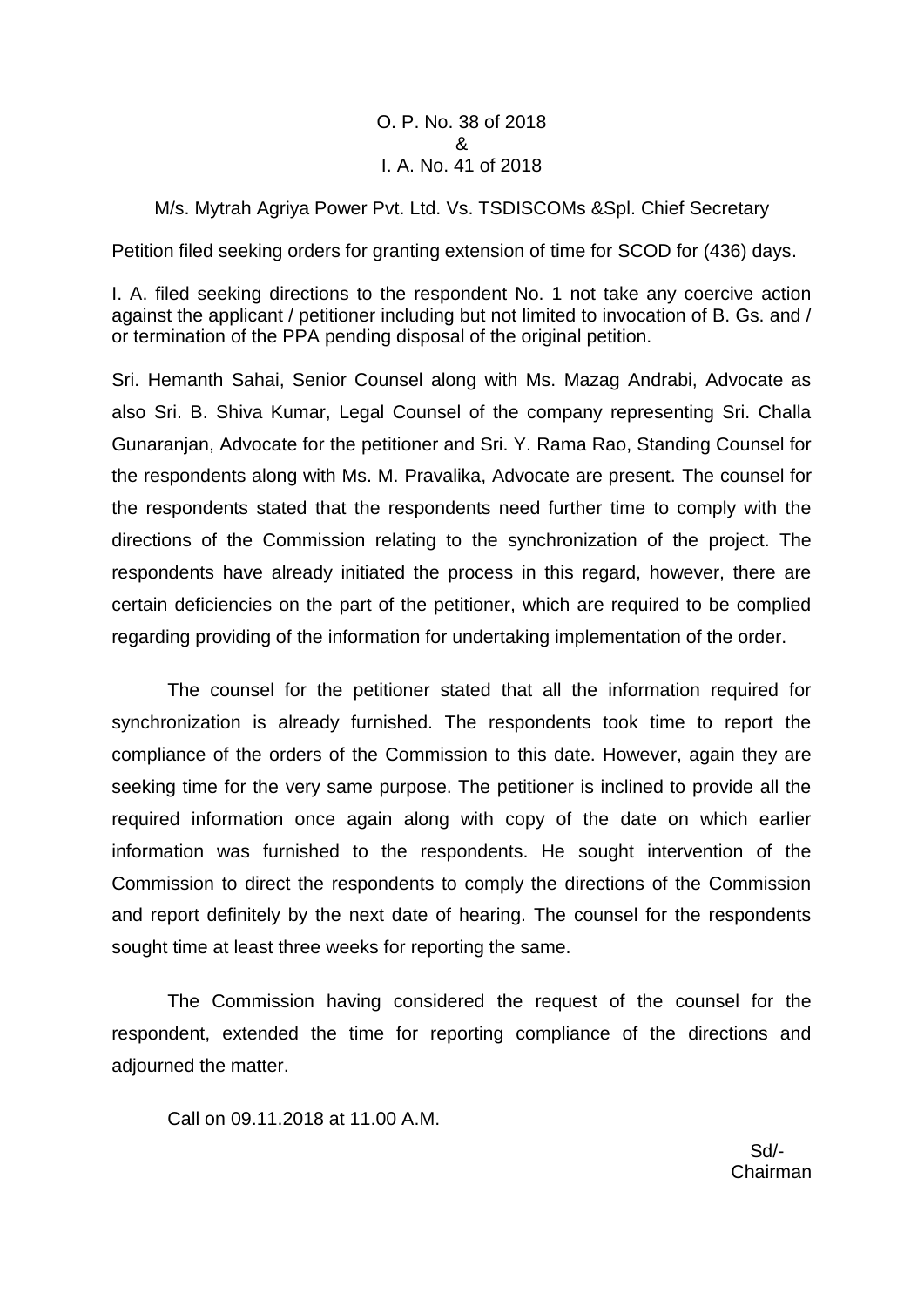O. P. No. 38 of 2018
&
I. A. No. 41 of 2018

M/s. Mytrah Agriya Power Pvt. Ltd. Vs. TSDISCOMs &Spl. Chief Secretary

Petition filed seeking orders for granting extension of time for SCOD for (436) days.

I. A. filed seeking directions to the respondent No. 1 not take any coercive action against the applicant / petitioner including but not limited to invocation of B. Gs. and / or termination of the PPA pending disposal of the original petition.

Sri. Hemanth Sahai, Senior Counsel along with Ms. Mazag Andrabi, Advocate as also Sri. B. Shiva Kumar, Legal Counsel of the company representing Sri. Challa Gunaranjan, Advocate for the petitioner and Sri. Y. Rama Rao, Standing Counsel for the respondents along with Ms. M. Pravalika, Advocate are present. The counsel for the respondents stated that the respondents need further time to comply with the directions of the Commission relating to the synchronization of the project. The respondents have already initiated the process in this regard, however, there are certain deficiencies on the part of the petitioner, which are required to be complied regarding providing of the information for undertaking implementation of the order.

The counsel for the petitioner stated that all the information required for synchronization is already furnished. The respondents took time to report the compliance of the orders of the Commission to this date. However, again they are seeking time for the very same purpose. The petitioner is inclined to provide all the required information once again along with copy of the date on which earlier information was furnished to the respondents. He sought intervention of the Commission to direct the respondents to comply the directions of the Commission and report definitely by the next date of hearing. The counsel for the respondents sought time at least three weeks for reporting the same.

The Commission having considered the request of the counsel for the respondent, extended the time for reporting compliance of the directions and adjourned the matter.

Call on 09.11.2018 at 11.00 A.M.

Sd/-
Chairman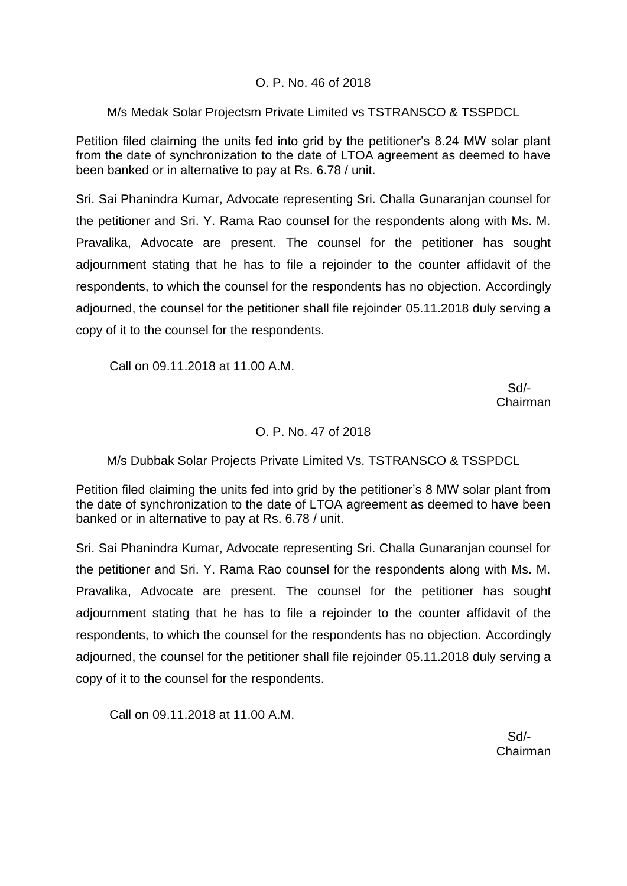## O. P. No. 46 of 2018

M/s Medak Solar Projectsm Private Limited vs TSTRANSCO & TSSPDCL

Petition filed claiming the units fed into grid by the petitioner's 8.24 MW solar plant from the date of synchronization to the date of LTOA agreement as deemed to have been banked or in alternative to pay at Rs. 6.78 / unit.

Sri. Sai Phanindra Kumar, Advocate representing Sri. Challa Gunaranjan counsel for the petitioner and Sri. Y. Rama Rao counsel for the respondents along with Ms. M. Pravalika, Advocate are present. The counsel for the petitioner has sought adjournment stating that he has to file a rejoinder to the counter affidavit of the respondents, to which the counsel for the respondents has no objection. Accordingly adjourned, the counsel for the petitioner shall file rejoinder 05.11.2018 duly serving a copy of it to the counsel for the respondents.

Call on 09.11.2018 at 11.00 A.M.

Sd/-
Chairman

## O. P. No. 47 of 2018

M/s Dubbak Solar Projects Private Limited Vs. TSTRANSCO & TSSPDCL

Petition filed claiming the units fed into grid by the petitioner's 8 MW solar plant from the date of synchronization to the date of LTOA agreement as deemed to have been banked or in alternative to pay at Rs. 6.78 / unit.

Sri. Sai Phanindra Kumar, Advocate representing Sri. Challa Gunaranjan counsel for the petitioner and Sri. Y. Rama Rao counsel for the respondents along with Ms. M. Pravalika, Advocate are present. The counsel for the petitioner has sought adjournment stating that he has to file a rejoinder to the counter affidavit of the respondents, to which the counsel for the respondents has no objection. Accordingly adjourned, the counsel for the petitioner shall file rejoinder 05.11.2018 duly serving a copy of it to the counsel for the respondents.

Call on 09.11.2018 at 11.00 A.M.

Sd/-
Chairman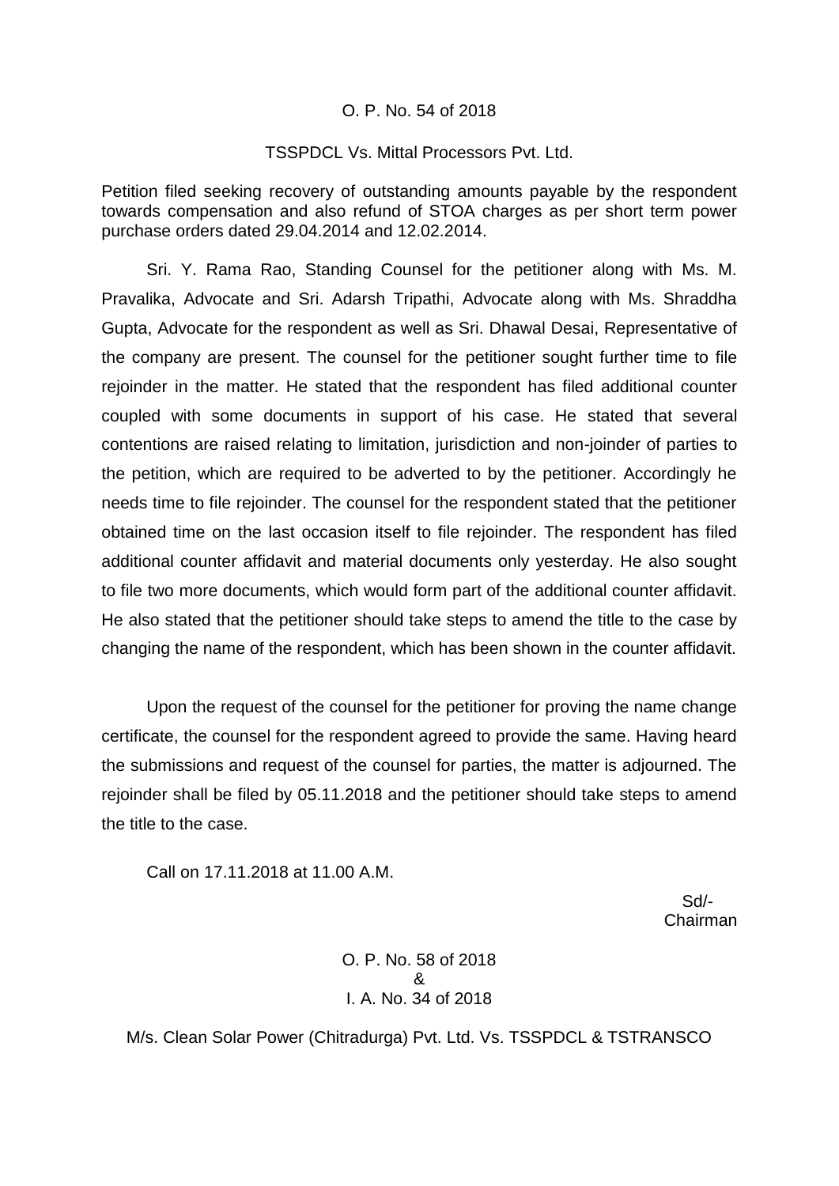O. P. No. 54 of 2018

TSSPDCL Vs. Mittal Processors Pvt. Ltd.

Petition filed seeking recovery of outstanding amounts payable by the respondent towards compensation and also refund of STOA charges as per short term power purchase orders dated 29.04.2014 and 12.02.2014.

Sri. Y. Rama Rao, Standing Counsel for the petitioner along with Ms. M. Pravalika, Advocate and Sri. Adarsh Tripathi, Advocate along with Ms. Shraddha Gupta, Advocate for the respondent as well as Sri. Dhawal Desai, Representative of the company are present. The counsel for the petitioner sought further time to file rejoinder in the matter. He stated that the respondent has filed additional counter coupled with some documents in support of his case. He stated that several contentions are raised relating to limitation, jurisdiction and non-joinder of parties to the petition, which are required to be adverted to by the petitioner. Accordingly he needs time to file rejoinder. The counsel for the respondent stated that the petitioner obtained time on the last occasion itself to file rejoinder. The respondent has filed additional counter affidavit and material documents only yesterday. He also sought to file two more documents, which would form part of the additional counter affidavit. He also stated that the petitioner should take steps to amend the title to the case by changing the name of the respondent, which has been shown in the counter affidavit.

Upon the request of the counsel for the petitioner for proving the name change certificate, the counsel for the respondent agreed to provide the same. Having heard the submissions and request of the counsel for parties, the matter is adjourned. The rejoinder shall be filed by 05.11.2018 and the petitioner should take steps to amend the title to the case.

Call on 17.11.2018 at 11.00 A.M.

Sd/-
Chairman

O. P. No. 58 of 2018
&
I. A. No. 34 of 2018

M/s. Clean Solar Power (Chitradurga) Pvt. Ltd. Vs. TSSPDCL & TSTRANSCO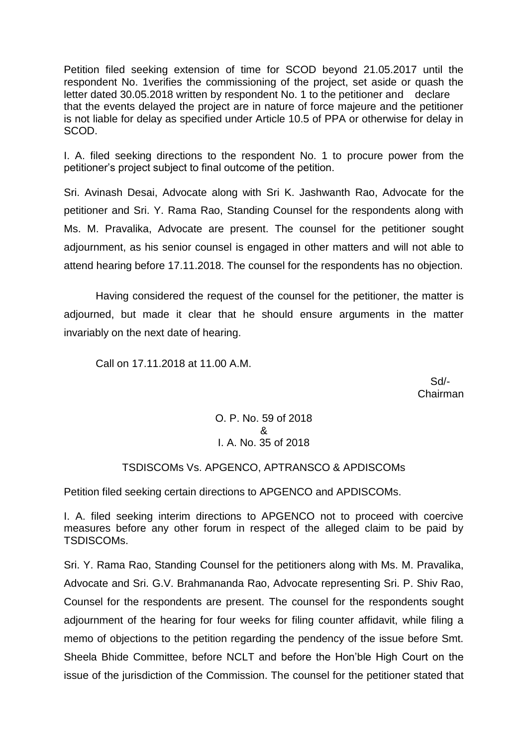Petition filed seeking extension of time for SCOD beyond 21.05.2017 until the respondent No. 1verifies the commissioning of the project, set aside or quash the letter dated 30.05.2018 written by respondent No. 1 to the petitioner and declare that the events delayed the project are in nature of force majeure and the petitioner is not liable for delay as specified under Article 10.5 of PPA or otherwise for delay in SCOD.

I. A. filed seeking directions to the respondent No. 1 to procure power from the petitioner's project subject to final outcome of the petition.

Sri. Avinash Desai, Advocate along with Sri K. Jashwanth Rao, Advocate for the petitioner and Sri. Y. Rama Rao, Standing Counsel for the respondents along with Ms. M. Pravalika, Advocate are present. The counsel for the petitioner sought adjournment, as his senior counsel is engaged in other matters and will not able to attend hearing before 17.11.2018. The counsel for the respondents has no objection.

Having considered the request of the counsel for the petitioner, the matter is adjourned, but made it clear that he should ensure arguments in the matter invariably on the next date of hearing.

Call on 17.11.2018 at 11.00 A.M.

Sd/-
Chairman

O. P. No. 59 of 2018
&
I. A. No. 35 of 2018

TSDISCOMs Vs. APGENCO, APTRANSCO & APDISCOMs

Petition filed seeking certain directions to APGENCO and APDISCOMs.

I. A. filed seeking interim directions to APGENCO not to proceed with coercive measures before any other forum in respect of the alleged claim to be paid by TSDISCOMs.

Sri. Y. Rama Rao, Standing Counsel for the petitioners along with Ms. M. Pravalika, Advocate and Sri. G.V. Brahmananda Rao, Advocate representing Sri. P. Shiv Rao, Counsel for the respondents are present. The counsel for the respondents sought adjournment of the hearing for four weeks for filing counter affidavit, while filing a memo of objections to the petition regarding the pendency of the issue before Smt. Sheela Bhide Committee, before NCLT and before the Hon'ble High Court on the issue of the jurisdiction of the Commission. The counsel for the petitioner stated that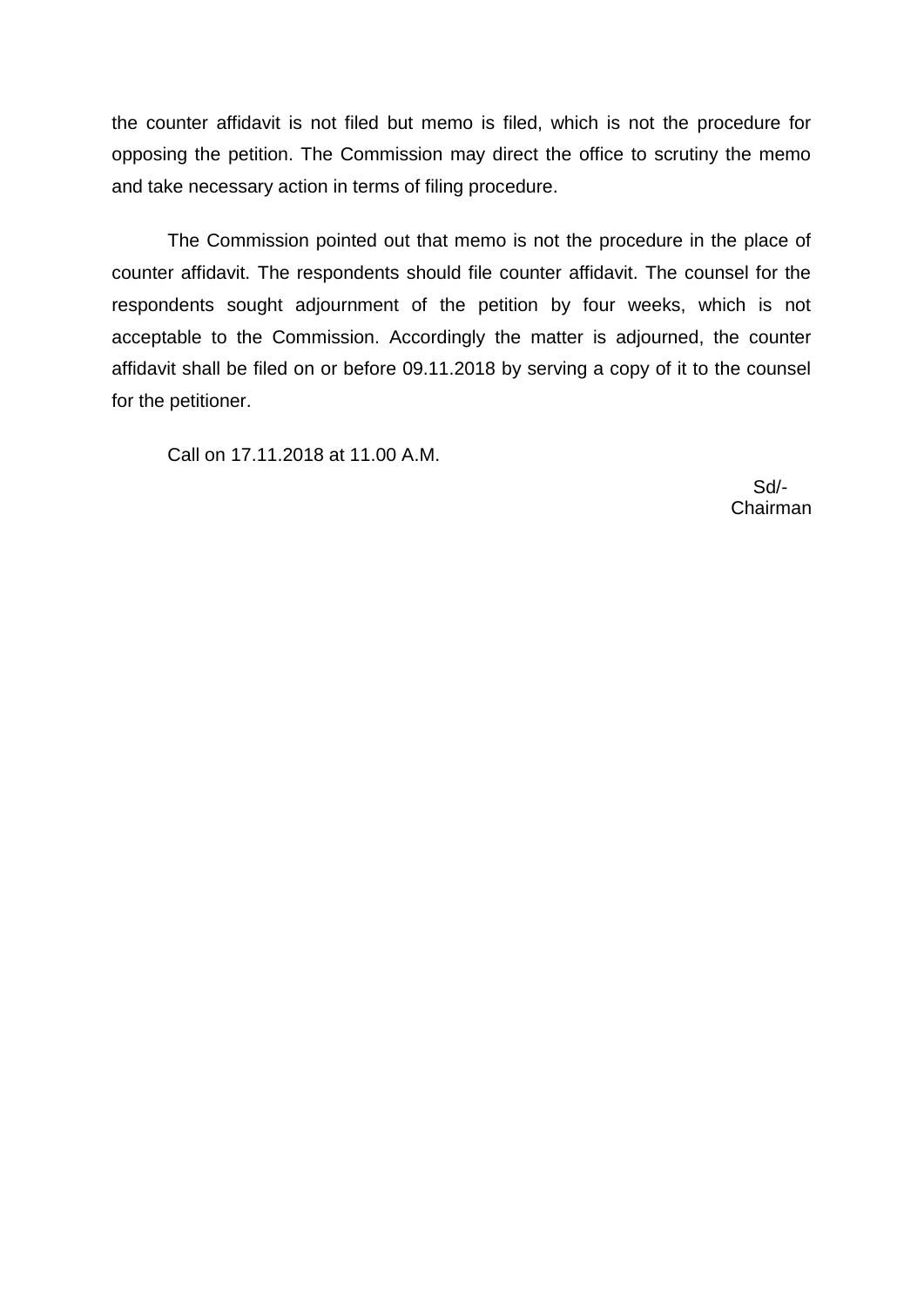the counter affidavit is not filed but memo is filed, which is not the procedure for opposing the petition. The Commission may direct the office to scrutiny the memo and take necessary action in terms of filing procedure.

The Commission pointed out that memo is not the procedure in the place of counter affidavit. The respondents should file counter affidavit. The counsel for the respondents sought adjournment of the petition by four weeks, which is not acceptable to the Commission. Accordingly the matter is adjourned, the counter affidavit shall be filed on or before 09.11.2018 by serving a copy of it to the counsel for the petitioner.

Call on 17.11.2018 at 11.00 A.M.

Sd/-
Chairman